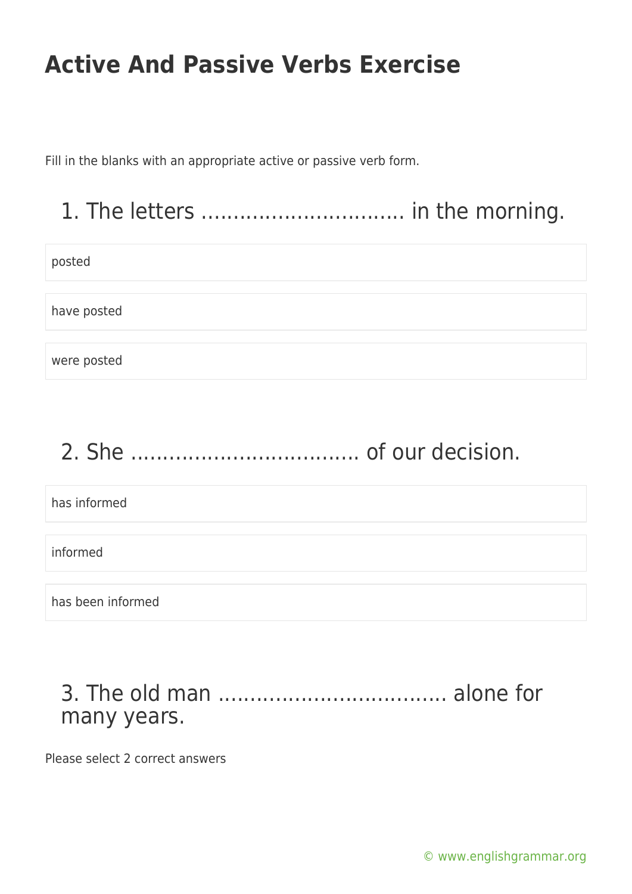# Active And Passive Verbs Exercise

Fill in the blanks with an appropriate active or passive verb form.

## 1. The letters ................................ in the morning.

- posted
- have posted
- were posted

## 2. She ................................... of our decision.

- has informed
- informed
- has been informed

## 3. The old man .................................... alone for many years.

Please select 2 correct answers

© www.englishgrammar.org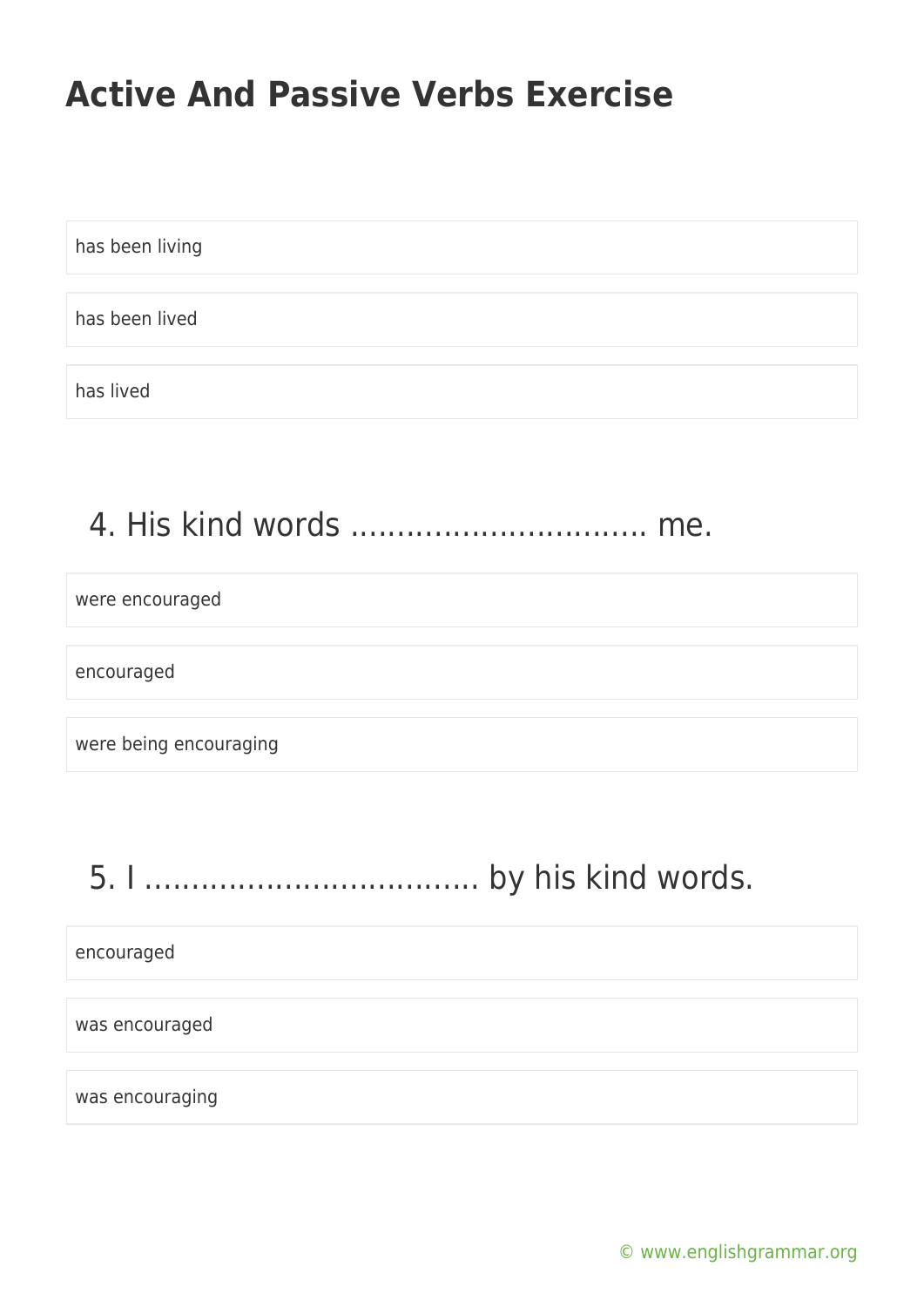has been living

has been lived

has lived

## 4. His kind words ……………………………. me.

were encouraged

encouraged

were being encouraging

## 5. I ……………………………….. by his kind words.

encouraged

was encouraged

was encouraging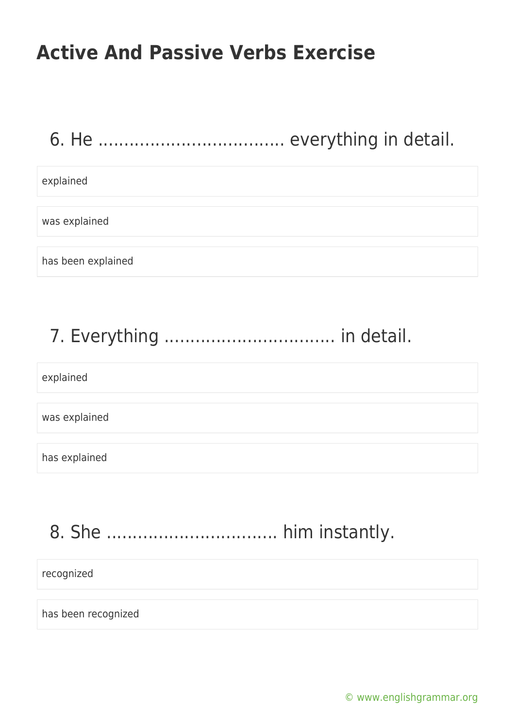# Active And Passive Verbs Exercise

## 6. He .................................. everything in detail.

- explained
- was explained
- has been explained

## 7. Everything ............................... in detail.

- explained
- was explained
- has explained

## 8. She ............................... him instantly.

- recognized
- has been recognized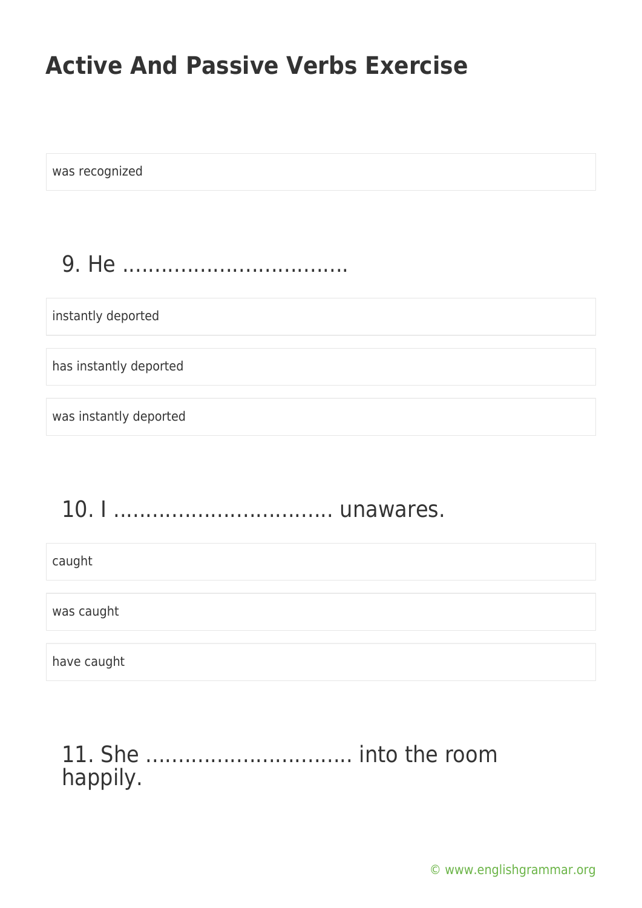was recognized

## 9. He ……………………………

instantly deported

has instantly deported

was instantly deported

## 10. I …………………………… unawares.

caught

was caught

have caught

## 11. She ………………………… into the room happily.

© www.englishgrammar.org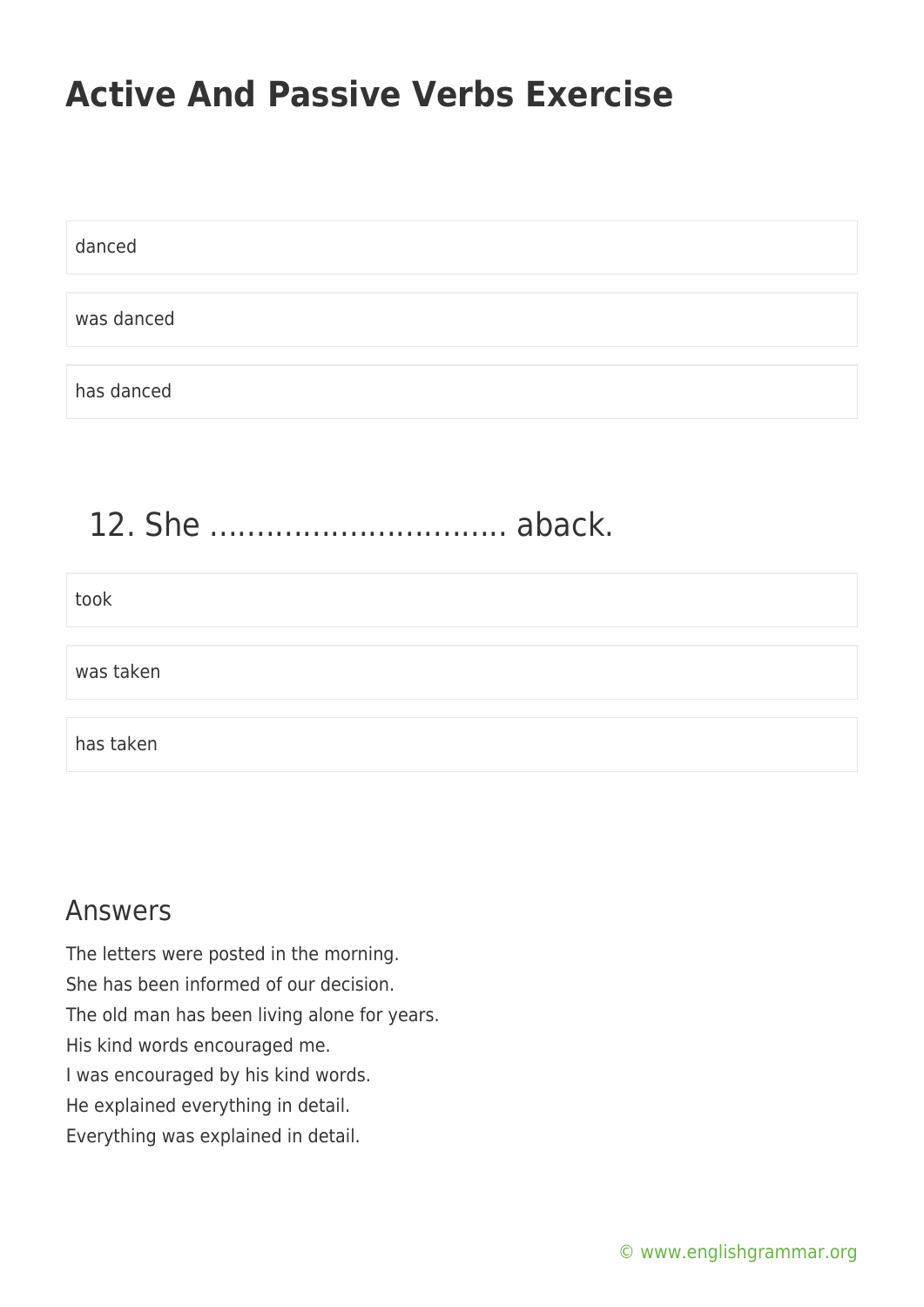# Active And Passive Verbs Exercise

danced

was danced

has danced

## 12. She ................................ aback.

took

was taken

has taken

## Answers

The letters were posted in the morning.
She has been informed of our decision.
The old man has been living alone for years.
His kind words encouraged me.
I was encouraged by his kind words.
He explained everything in detail.
Everything was explained in detail.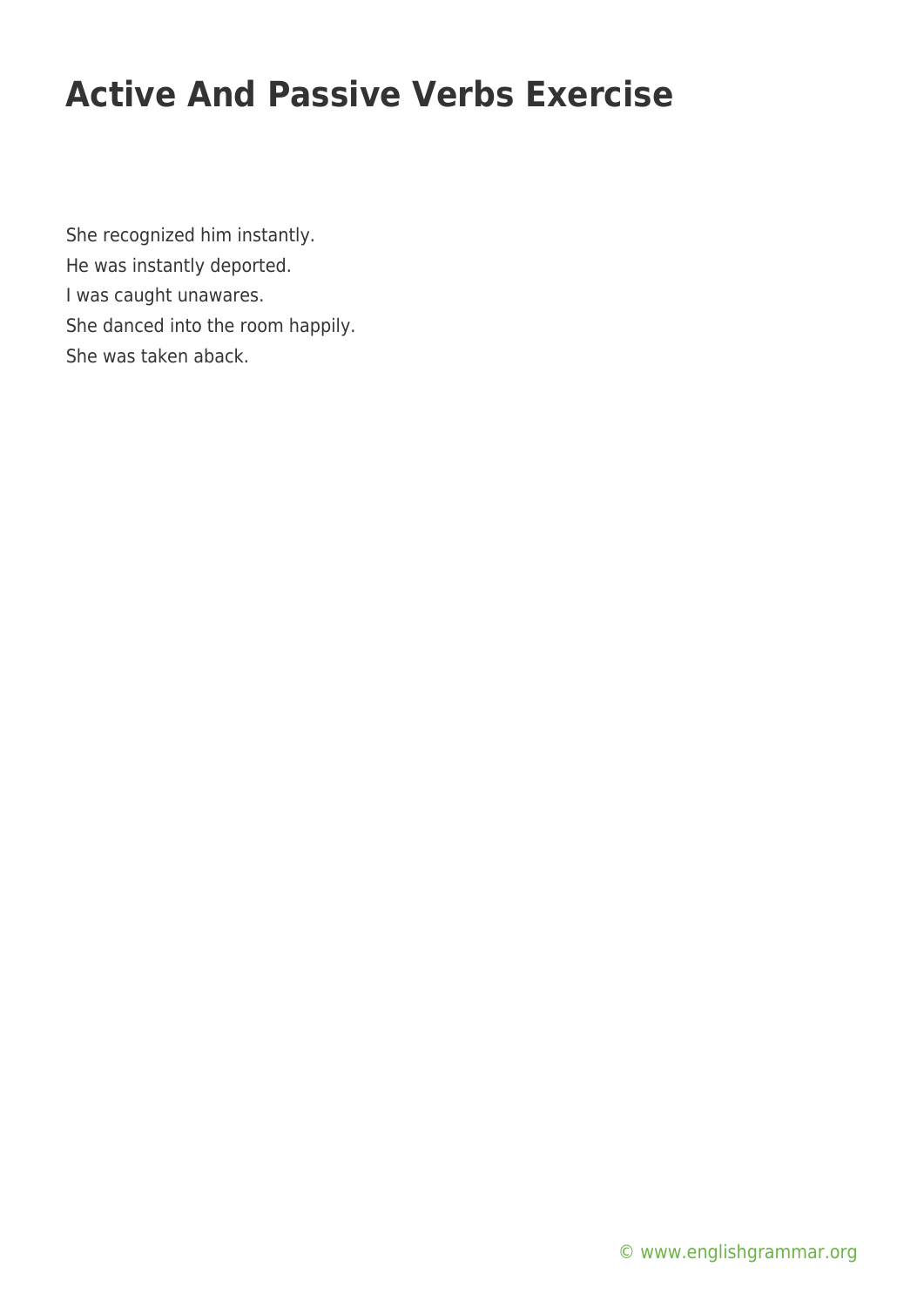# Active And Passive Verbs Exercise

She recognized him instantly.
He was instantly deported.
I was caught unawares.
She danced into the room happily.
She was taken aback.